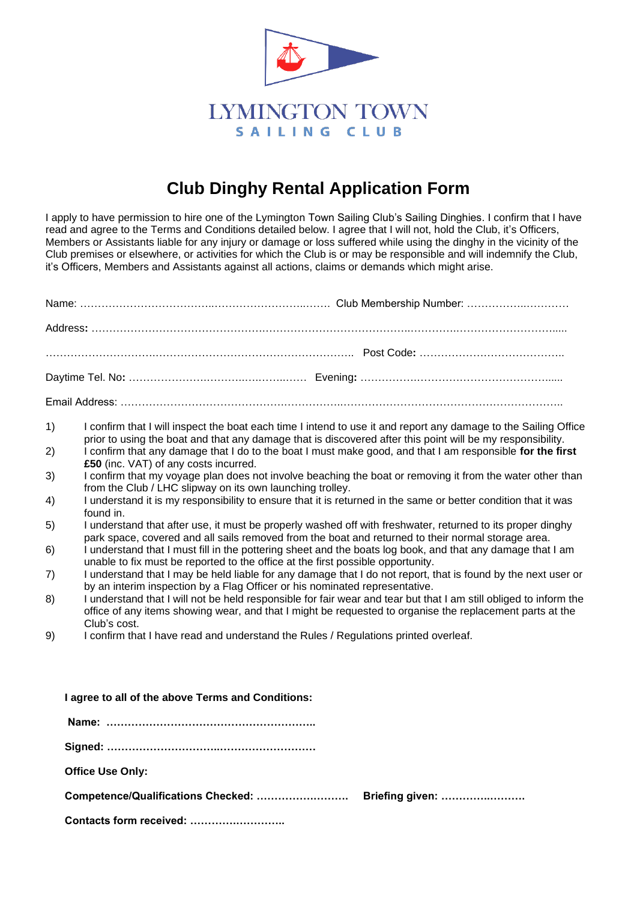LYMINGTON TOWN

SAILING CLUB

# Club Dinghy Rental Application Form

I apply to have permission to hire one of the Lymington Town Sailing Club's Sailing Dinghies. I confirm that I have read and agree to the Terms and Conditions detailed below. I agree that I will not, hold the Club, it's Officers, Members or Assistants liable for any injury or damage or loss suffered while using the dinghy in the vicinity of the Club premises or elsewhere, or activities for which the Club is or may be responsible and will indemnify the Club, it's Officers, Members and Assistants against all actions, claims or demands which might arise.

Name: ……………………………..…………………………..……. Club Membership Number: ……………..…………

Address**:** ………………………………………….……………………………..………..………………………....

…………………………….………………………………………………….. Post Code**:** …………………………………..

Daytime Tel. No**:** ……………………….………..….……..…… Evening**:** ……………….……………………………......

Email Address: ……………………………………….……………..……………………………………………………..

1) I confirm that I will inspect the boat each time I intend to use it and report any damage to the Sailing Office prior to using the boat and that any damage that is discovered after this point will be my responsibility.
2) I confirm that any damage that I do to the boat I must make good, and that I am responsible **for the first £50** (inc. VAT) of any costs incurred.
3) I confirm that my voyage plan does not involve beaching the boat or removing it from the water other than from the Club / LHC slipway on its own launching trolley.
4) I understand it is my responsibility to ensure that it is returned in the same or better condition that it was found in.
5) I understand that after use, it must be properly washed off with freshwater, returned to its proper dinghy park space, covered and all sails removed from the boat and returned to their normal storage area.
6) I understand that I must fill in the pottering sheet and the boats log book, and that any damage that I am unable to fix must be reported to the office at the first possible opportunity.
7) I understand that I may be held liable for any damage that I do not report, that is found by the next user or by an interim inspection by a Flag Officer or his nominated representative.
8) I understand that I will not be held responsible for fair wear and tear but that I am still obliged to inform the office of any items showing wear, and that I might be requested to organise the replacement parts at the Club's cost.
9) I confirm that I have read and understand the Rules / Regulations printed overleaf.

**I agree to all of the above Terms and Conditions:**

**Name: …………………………………………………..**

**Signed: ………………………..……………………**

**Office Use Only:**

**Competence/Qualifications Checked: ……………….…… Briefing given: ………….………**

**Contacts form received: ……………….……..**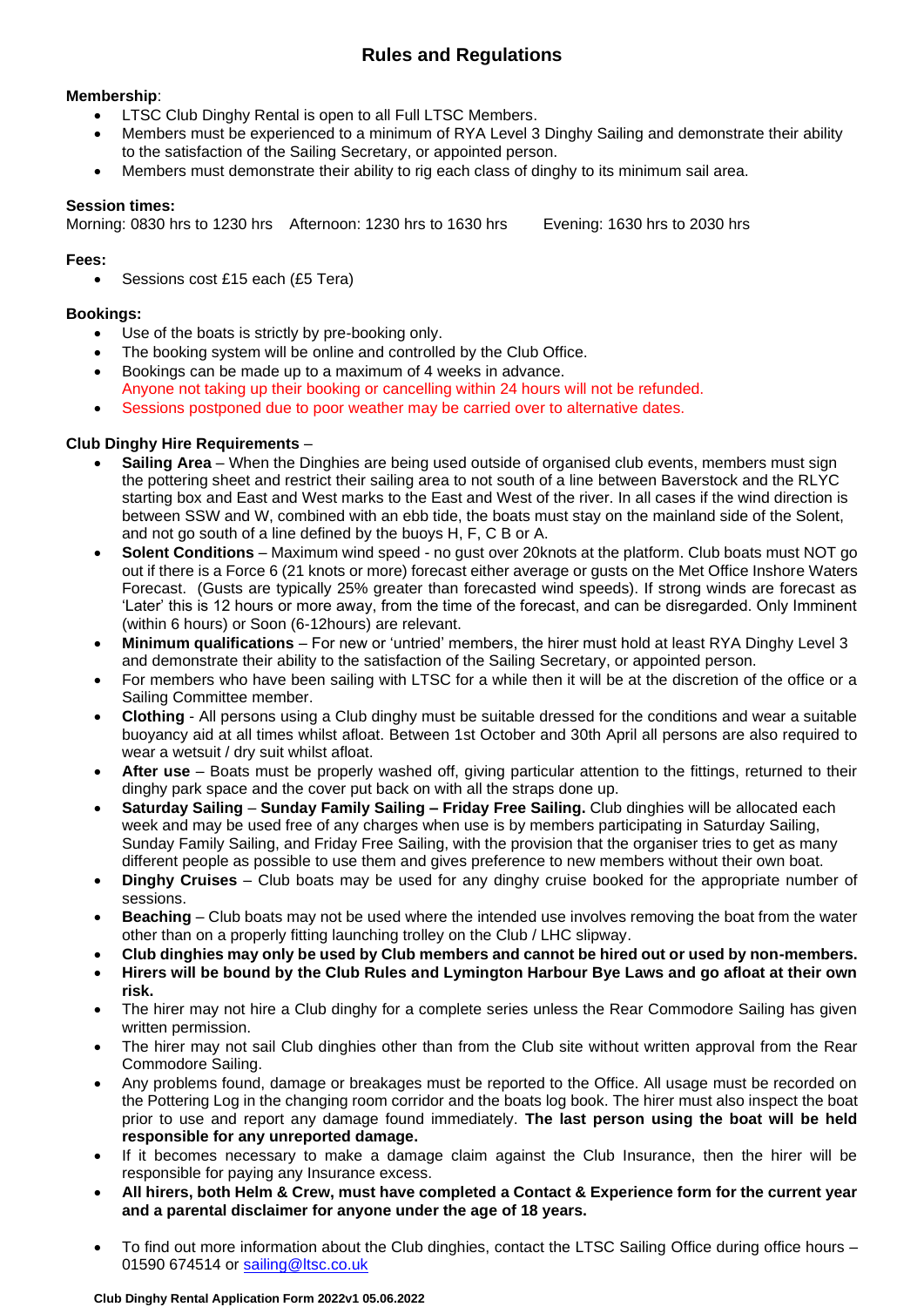# Rules and Regulations

**Membership**:

- LTSC Club Dinghy Rental is open to all Full LTSC Members.
- Members must be experienced to a minimum of RYA Level 3 Dinghy Sailing and demonstrate their ability to the satisfaction of the Sailing Secretary, or appointed person.
- Members must demonstrate their ability to rig each class of dinghy to its minimum sail area.

**Session times:**

Morning: 0830 hrs to 1230 hrs    Afternoon: 1230 hrs to 1630 hrs    Evening: 1630 hrs to 2030 hrs

**Fees:**

- Sessions cost £15 each (£5 Tera)

**Bookings:**

- Use of the boats is strictly by pre-booking only.
- The booking system will be online and controlled by the Club Office.
- Bookings can be made up to a maximum of 4 weeks in advance.
  Anyone not taking up their booking or cancelling within 24 hours will not be refunded.
- Sessions postponed due to poor weather may be carried over to alternative dates.

**Club Dinghy Hire Requirements** –

- **Sailing Area** – When the Dinghies are being used outside of organised club events, members must sign the pottering sheet and restrict their sailing area to not south of a line between Baverstock and the RLYC starting box and East and West marks to the East and West of the river. In all cases if the wind direction is between SSW and W, combined with an ebb tide, the boats must stay on the mainland side of the Solent, and not go south of a line defined by the buoys H, F, C B or A.
- **Solent Conditions** – Maximum wind speed - no gust over 20knots at the platform. Club boats must NOT go out if there is a Force 6 (21 knots or more) forecast either average or gusts on the Met Office Inshore Waters Forecast. (Gusts are typically 25% greater than forecasted wind speeds). If strong winds are forecast as 'Later' this is 12 hours or more away, from the time of the forecast, and can be disregarded. Only Imminent (within 6 hours) or Soon (6-12hours) are relevant.
- **Minimum qualifications** – For new or 'untried' members, the hirer must hold at least RYA Dinghy Level 3 and demonstrate their ability to the satisfaction of the Sailing Secretary, or appointed person.
- For members who have been sailing with LTSC for a while then it will be at the discretion of the office or a Sailing Committee member.
- **Clothing** - All persons using a Club dinghy must be suitable dressed for the conditions and wear a suitable buoyancy aid at all times whilst afloat. Between 1st October and 30th April all persons are also required to wear a wetsuit / dry suit whilst afloat.
- **After use** – Boats must be properly washed off, giving particular attention to the fittings, returned to their dinghy park space and the cover put back on with all the straps done up.
- **Saturday Sailing** – **Sunday Family Sailing – Friday Free Sailing.** Club dinghies will be allocated each week and may be used free of any charges when use is by members participating in Saturday Sailing, Sunday Family Sailing, and Friday Free Sailing, with the provision that the organiser tries to get as many different people as possible to use them and gives preference to new members without their own boat.
- **Dinghy Cruises** – Club boats may be used for any dinghy cruise booked for the appropriate number of sessions.
- **Beaching** – Club boats may not be used where the intended use involves removing the boat from the water other than on a properly fitting launching trolley on the Club / LHC slipway.
- **Club dinghies may only be used by Club members and cannot be hired out or used by non-members.**
- **Hirers will be bound by the Club Rules and Lymington Harbour Bye Laws and go afloat at their own risk.**
- The hirer may not hire a Club dinghy for a complete series unless the Rear Commodore Sailing has given written permission.
- The hirer may not sail Club dinghies other than from the Club site without written approval from the Rear Commodore Sailing.
- Any problems found, damage or breakages must be reported to the Office. All usage must be recorded on the Pottering Log in the changing room corridor and the boats log book. The hirer must also inspect the boat prior to use and report any damage found immediately. **The last person using the boat will be held responsible for any unreported damage.**
- If it becomes necessary to make a damage claim against the Club Insurance, then the hirer will be responsible for paying any Insurance excess.
- **All hirers, both Helm & Crew, must have completed a Contact & Experience form for the current year and a parental disclaimer for anyone under the age of 18 years.**

- To find out more information about the Club dinghies, contact the LTSC Sailing Office during office hours – 01590 674514 or sailing@ltsc.co.uk

**Club Dinghy Rental Application Form 2022v1 05.06.2022**